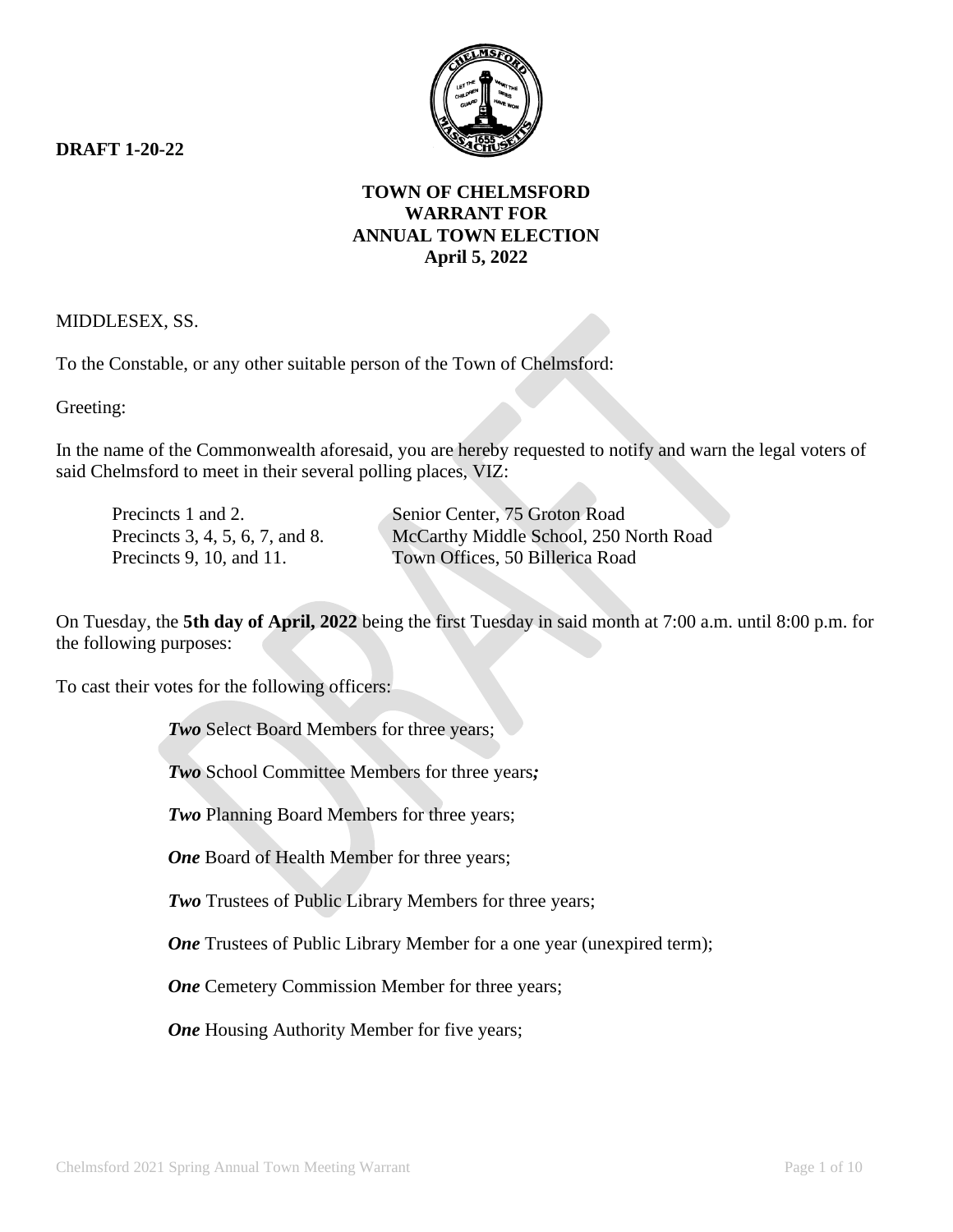**DRAFT 1-20-22**

**TOWN OF CHELMSFORD**
**WARRANT FOR**
**ANNUAL TOWN ELECTION**
**April 5, 2022**

MIDDLESEX, SS.

To the Constable, or any other suitable person of the Town of Chelmsford:

Greeting:

In the name of the Commonwealth aforesaid, you are hereby requested to notify and warn the legal voters of said Chelmsford to meet in their several polling places, VIZ:

| | |
|---|---|
| Precincts 1 and 2. | Senior Center, 75 Groton Road |
| Precincts 3, 4, 5, 6, 7, and 8. | McCarthy Middle School, 250 North Road |
| Precincts 9, 10, and 11. | Town Offices, 50 Billerica Road |

On Tuesday, the **5th day of April, 2022** being the first Tuesday in said month at 7:00 a.m. until 8:00 p.m. for the following purposes:

To cast their votes for the following officers:

***Two*** Select Board Members for three years;

***Two*** School Committee Members for three years***;***

***Two*** Planning Board Members for three years;

***One*** Board of Health Member for three years;

***Two*** Trustees of Public Library Members for three years;

***One*** Trustees of Public Library Member for a one year (unexpired term);

***One*** Cemetery Commission Member for three years;

***One*** Housing Authority Member for five years;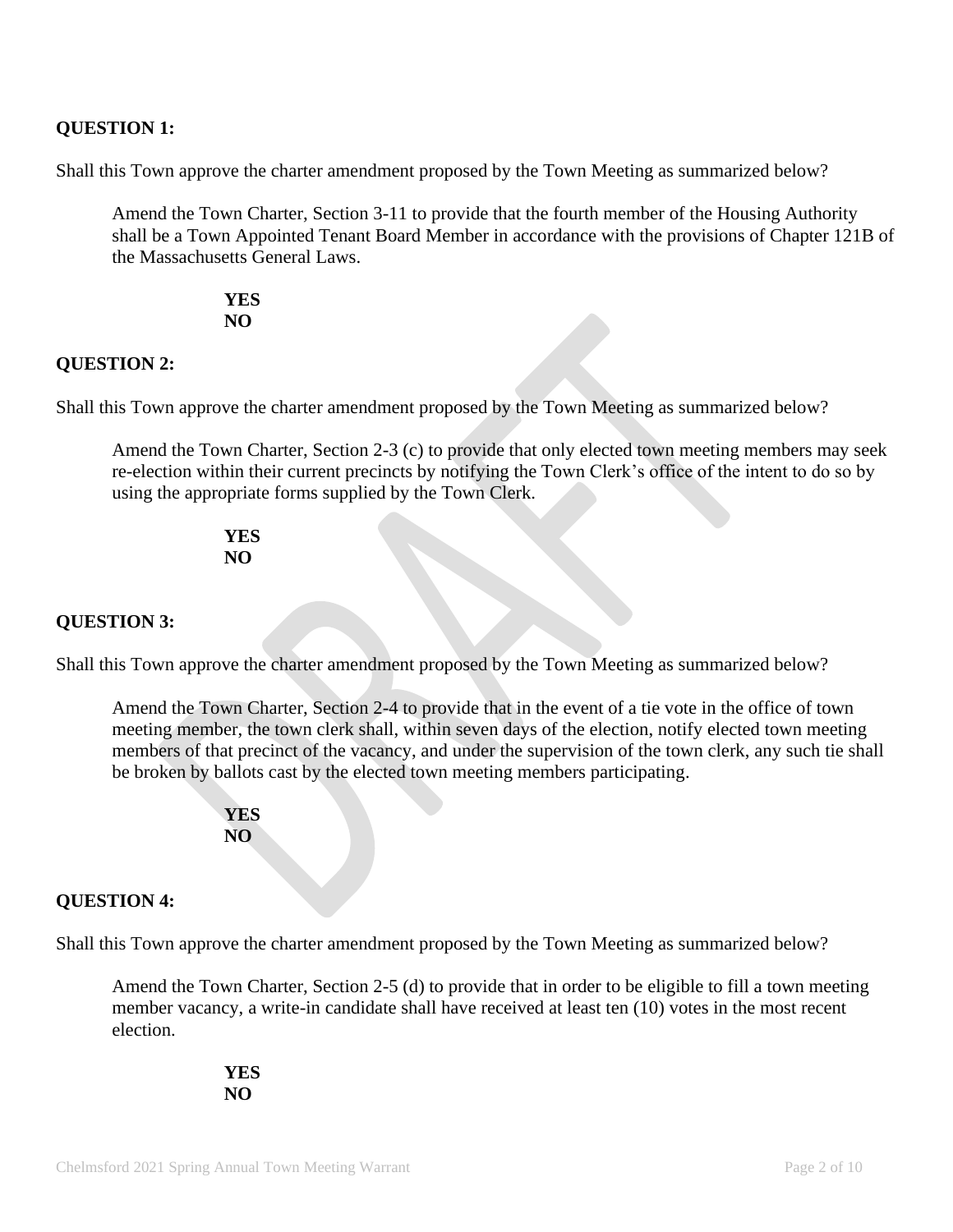**QUESTION 1:**

Shall this Town approve the charter amendment proposed by the Town Meeting as summarized below?

> Amend the Town Charter, Section 3-11 to provide that the fourth member of the Housing Authority shall be a Town Appointed Tenant Board Member in accordance with the provisions of Chapter 121B of the Massachusetts General Laws.

**YES**
**NO**

**QUESTION 2:**

Shall this Town approve the charter amendment proposed by the Town Meeting as summarized below?

> Amend the Town Charter, Section 2-3 (c) to provide that only elected town meeting members may seek re-election within their current precincts by notifying the Town Clerk's office of the intent to do so by using the appropriate forms supplied by the Town Clerk.

**YES**
**NO**

**QUESTION 3:**

Shall this Town approve the charter amendment proposed by the Town Meeting as summarized below?

> Amend the Town Charter, Section 2-4 to provide that in the event of a tie vote in the office of town meeting member, the town clerk shall, within seven days of the election, notify elected town meeting members of that precinct of the vacancy, and under the supervision of the town clerk, any such tie shall be broken by ballots cast by the elected town meeting members participating.

**YES**
**NO**

**QUESTION 4:**

Shall this Town approve the charter amendment proposed by the Town Meeting as summarized below?

> Amend the Town Charter, Section 2-5 (d) to provide that in order to be eligible to fill a town meeting member vacancy, a write-in candidate shall have received at least ten (10) votes in the most recent election.

**YES**
**NO**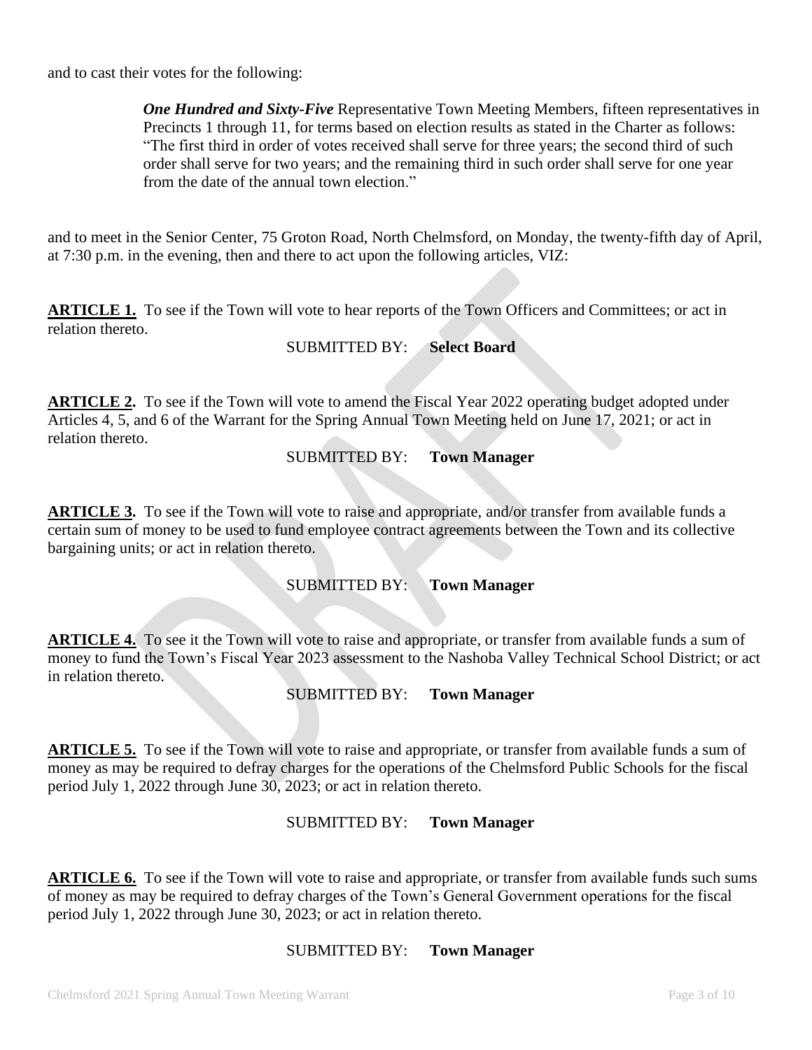and to cast their votes for the following:

> ***One Hundred and Sixty-Five*** Representative Town Meeting Members, fifteen representatives in Precincts 1 through 11, for terms based on election results as stated in the Charter as follows: "The first third in order of votes received shall serve for three years; the second third of such order shall serve for two years; and the remaining third in such order shall serve for one year from the date of the annual town election."

and to meet in the Senior Center, 75 Groton Road, North Chelmsford, on Monday, the twenty-fifth day of April, at 7:30 p.m. in the evening, then and there to act upon the following articles, VIZ:

**ARTICLE 1.** To see if the Town will vote to hear reports of the Town Officers and Committees; or act in relation thereto.

SUBMITTED BY: **Select Board**

**ARTICLE 2.** To see if the Town will vote to amend the Fiscal Year 2022 operating budget adopted under Articles 4, 5, and 6 of the Warrant for the Spring Annual Town Meeting held on June 17, 2021; or act in relation thereto.

SUBMITTED BY: **Town Manager**

**ARTICLE 3.** To see if the Town will vote to raise and appropriate, and/or transfer from available funds a certain sum of money to be used to fund employee contract agreements between the Town and its collective bargaining units; or act in relation thereto.

SUBMITTED BY: **Town Manager**

**ARTICLE 4.** To see it the Town will vote to raise and appropriate, or transfer from available funds a sum of money to fund the Town's Fiscal Year 2023 assessment to the Nashoba Valley Technical School District; or act in relation thereto.

SUBMITTED BY: **Town Manager**

**ARTICLE 5.** To see if the Town will vote to raise and appropriate, or transfer from available funds a sum of money as may be required to defray charges for the operations of the Chelmsford Public Schools for the fiscal period July 1, 2022 through June 30, 2023; or act in relation thereto.

SUBMITTED BY: **Town Manager**

**ARTICLE 6.** To see if the Town will vote to raise and appropriate, or transfer from available funds such sums of money as may be required to defray charges of the Town's General Government operations for the fiscal period July 1, 2022 through June 30, 2023; or act in relation thereto.

SUBMITTED BY: **Town Manager**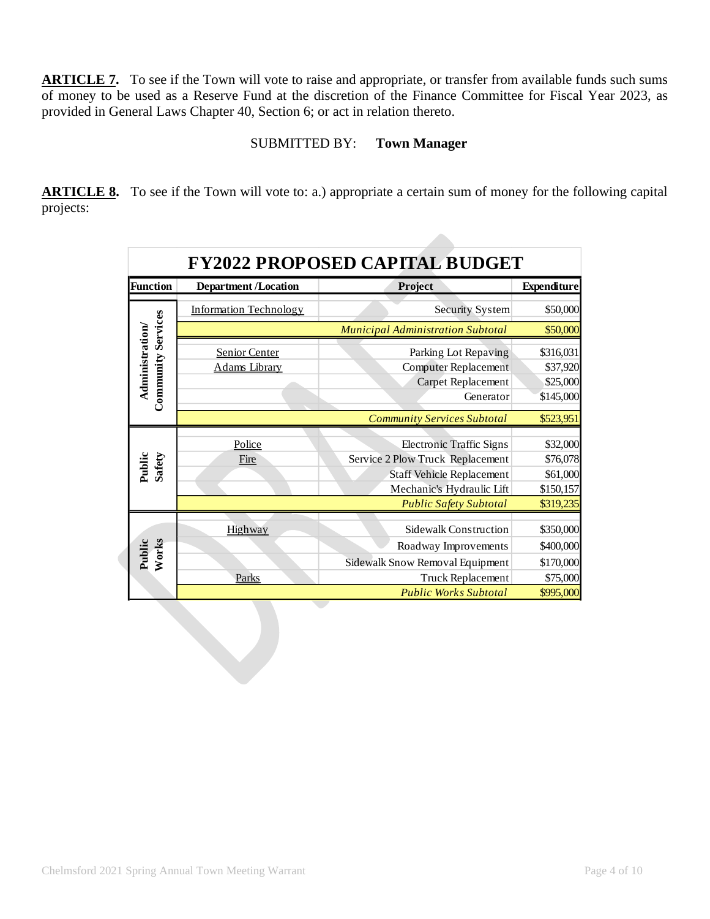**ARTICLE 7.** To see if the Town will vote to raise and appropriate, or transfer from available funds such sums of money to be used as a Reserve Fund at the discretion of the Finance Committee for Fiscal Year 2023, as provided in General Laws Chapter 40, Section 6; or act in relation thereto.

SUBMITTED BY: **Town Manager**

**ARTICLE 8.** To see if the Town will vote to: a.) appropriate a certain sum of money for the following capital projects:

**FY2022 PROPOSED CAPITAL BUDGET**

| Function | Department /Location | Project | Expenditure |
|---|---|---|---|
| Administration/ Community Services | Information Technology | Security System | $50,000 |
| | | *Municipal Administration Subtotal* | $50,000 |
| | Senior Center | Parking Lot Repaving | $316,031 |
| | Adams Library | Computer Replacement | $37,920 |
| | | Carpet Replacement | $25,000 |
| | | Generator | $145,000 |
| | | *Community Services Subtotal* | $523,951 |
| Public Safety | Police | Electronic Traffic Signs | $32,000 |
| | Fire | Service 2 Plow Truck Replacement | $76,078 |
| | | Staff Vehicle Replacement | $61,000 |
| | | Mechanic's Hydraulic Lift | $150,157 |
| | | *Public Safety Subtotal* | $319,235 |
| Public Works | Highway | Sidewalk Construction | $350,000 |
| | | Roadway Improvements | $400,000 |
| | | Sidewalk Snow Removal Equipment | $170,000 |
| | Parks | Truck Replacement | $75,000 |
| | | *Public Works Subtotal* | $995,000 |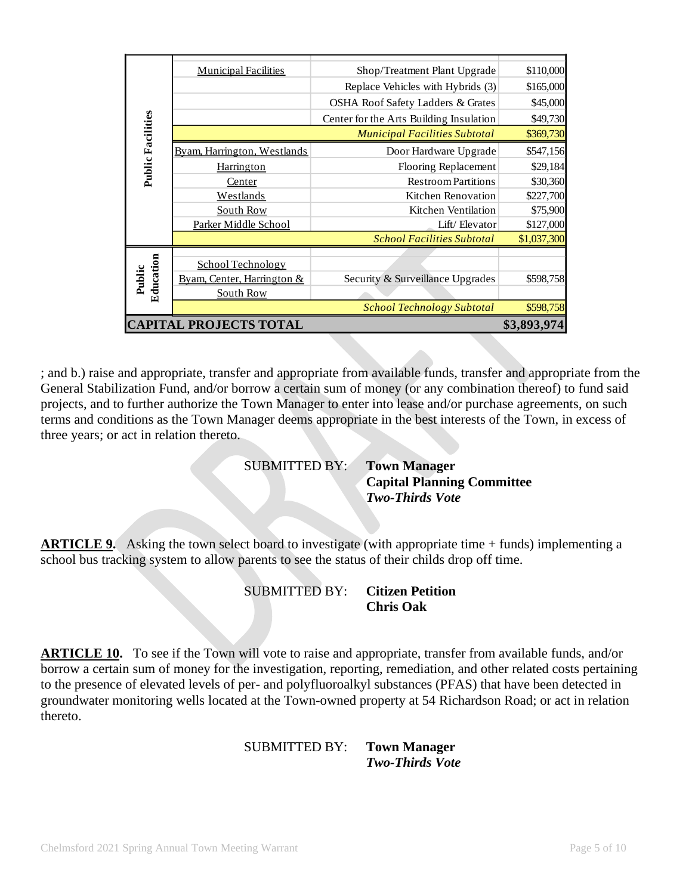| | | | |
|---|---|---|---|
| **Public Facilities** | Municipal Facilities | Shop/Treatment Plant Upgrade | $110,000 |
| | | Replace Vehicles with Hybrids (3) | $165,000 |
| | | OSHA Roof Safety Ladders & Grates | $45,000 |
| | | Center for the Arts Building Insulation | $49,730 |
| | | *Municipal Facilities Subtotal* | $369,730 |
| | Byam, Harrington, Westlands | Door Hardware Upgrade | $547,156 |
| | Harrington | Flooring Replacement | $29,184 |
| | Center | Restroom Partitions | $30,360 |
| | Westlands | Kitchen Renovation | $227,700 |
| | South Row | Kitchen Ventilation | $75,900 |
| | Parker Middle School | Lift/ Elevator | $127,000 |
| | | *School Facilities Subtotal* | $1,037,300 |
| **Public Education** | School Technology Byam, Center, Harrington & South Row | Security & Surveillance Upgrades | $598,758 |
| | | *School Technology Subtotal* | $598,758 |
| **CAPITAL PROJECTS TOTAL** | | | **$3,893,974** |

; and b.) raise and appropriate, transfer and appropriate from available funds, transfer and appropriate from the General Stabilization Fund, and/or borrow a certain sum of money (or any combination thereof) to fund said projects, and to further authorize the Town Manager to enter into lease and/or purchase agreements, on such terms and conditions as the Town Manager deems appropriate in the best interests of the Town, in excess of three years; or act in relation thereto.

SUBMITTED BY: **Town Manager**
**Capital Planning Committee**
***Two-Thirds Vote***

**ARTICLE 9.** Asking the town select board to investigate (with appropriate time + funds) implementing a school bus tracking system to allow parents to see the status of their childs drop off time.

SUBMITTED BY: **Citizen Petition**
**Chris Oak**

**ARTICLE 10.** To see if the Town will vote to raise and appropriate, transfer from available funds, and/or borrow a certain sum of money for the investigation, reporting, remediation, and other related costs pertaining to the presence of elevated levels of per- and polyfluoroalkyl substances (PFAS) that have been detected in groundwater monitoring wells located at the Town-owned property at 54 Richardson Road; or act in relation thereto.

SUBMITTED BY: **Town Manager**
***Two-Thirds Vote***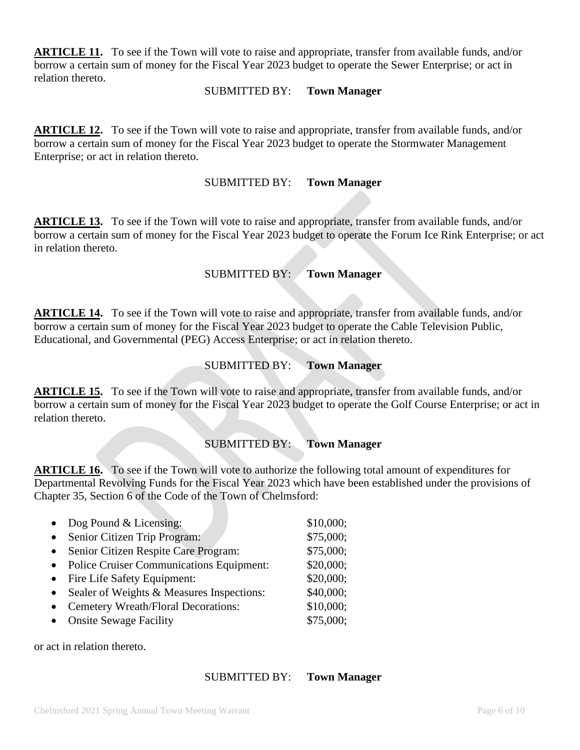**ARTICLE 11.** To see if the Town will vote to raise and appropriate, transfer from available funds, and/or borrow a certain sum of money for the Fiscal Year 2023 budget to operate the Sewer Enterprise; or act in relation thereto.

SUBMITTED BY: **Town Manager**

**ARTICLE 12.** To see if the Town will vote to raise and appropriate, transfer from available funds, and/or borrow a certain sum of money for the Fiscal Year 2023 budget to operate the Stormwater Management Enterprise; or act in relation thereto.

SUBMITTED BY: **Town Manager**

**ARTICLE 13.** To see if the Town will vote to raise and appropriate, transfer from available funds, and/or borrow a certain sum of money for the Fiscal Year 2023 budget to operate the Forum Ice Rink Enterprise; or act in relation thereto.

SUBMITTED BY: **Town Manager**

**ARTICLE 14.** To see if the Town will vote to raise and appropriate, transfer from available funds, and/or borrow a certain sum of money for the Fiscal Year 2023 budget to operate the Cable Television Public, Educational, and Governmental (PEG) Access Enterprise; or act in relation thereto.

SUBMITTED BY: **Town Manager**

**ARTICLE 15.** To see if the Town will vote to raise and appropriate, transfer from available funds, and/or borrow a certain sum of money for the Fiscal Year 2023 budget to operate the Golf Course Enterprise; or act in relation thereto.

SUBMITTED BY: **Town Manager**

**ARTICLE 16.** To see if the Town will vote to authorize the following total amount of expenditures for Departmental Revolving Funds for the Fiscal Year 2023 which have been established under the provisions of Chapter 35, Section 6 of the Code of the Town of Chelmsford:

- Dog Pound & Licensing: $10,000;
- Senior Citizen Trip Program: $75,000;
- Senior Citizen Respite Care Program: $75,000;
- Police Cruiser Communications Equipment: $20,000;
- Fire Life Safety Equipment: $20,000;
- Sealer of Weights & Measures Inspections: $40,000;
- Cemetery Wreath/Floral Decorations: $10,000;
- Onsite Sewage Facility $75,000;

or act in relation thereto.

SUBMITTED BY: **Town Manager**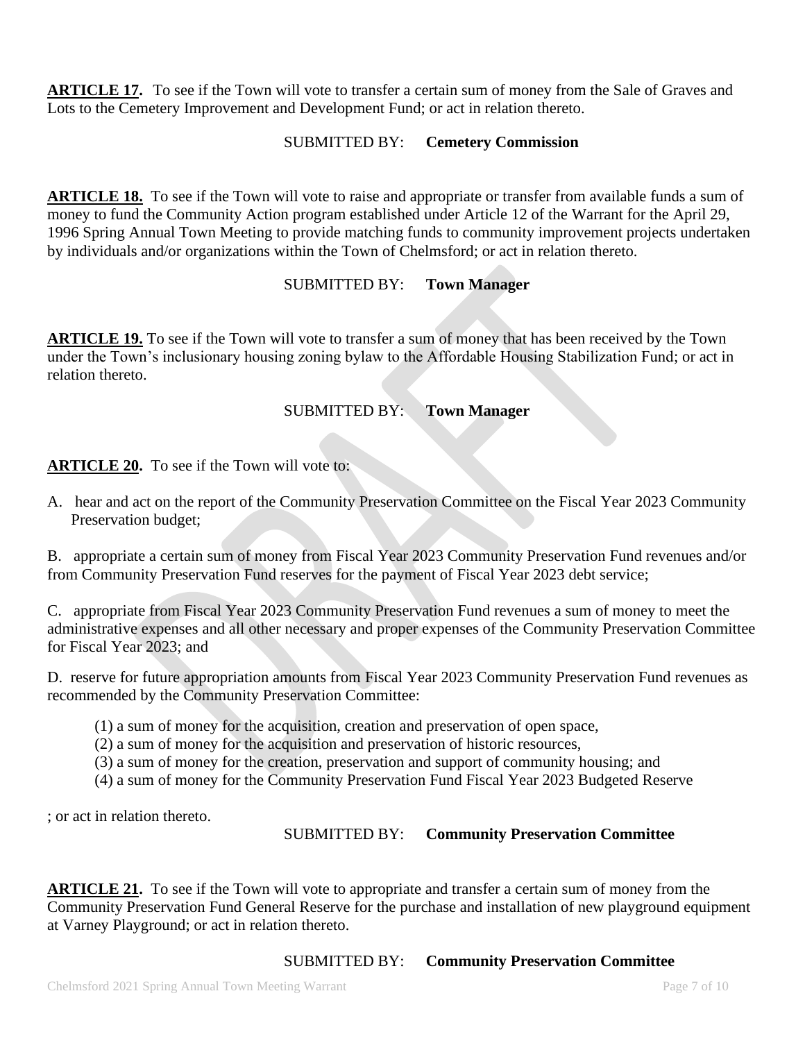**ARTICLE 17.** To see if the Town will vote to transfer a certain sum of money from the Sale of Graves and Lots to the Cemetery Improvement and Development Fund; or act in relation thereto.

SUBMITTED BY: **Cemetery Commission**

**ARTICLE 18.** To see if the Town will vote to raise and appropriate or transfer from available funds a sum of money to fund the Community Action program established under Article 12 of the Warrant for the April 29, 1996 Spring Annual Town Meeting to provide matching funds to community improvement projects undertaken by individuals and/or organizations within the Town of Chelmsford; or act in relation thereto.

SUBMITTED BY: **Town Manager**

**ARTICLE 19.** To see if the Town will vote to transfer a sum of money that has been received by the Town under the Town's inclusionary housing zoning bylaw to the Affordable Housing Stabilization Fund; or act in relation thereto.

SUBMITTED BY: **Town Manager**

**ARTICLE 20.** To see if the Town will vote to:

A. hear and act on the report of the Community Preservation Committee on the Fiscal Year 2023 Community Preservation budget;

B. appropriate a certain sum of money from Fiscal Year 2023 Community Preservation Fund revenues and/or from Community Preservation Fund reserves for the payment of Fiscal Year 2023 debt service;

C. appropriate from Fiscal Year 2023 Community Preservation Fund revenues a sum of money to meet the administrative expenses and all other necessary and proper expenses of the Community Preservation Committee for Fiscal Year 2023; and

D. reserve for future appropriation amounts from Fiscal Year 2023 Community Preservation Fund revenues as recommended by the Community Preservation Committee:

(1) a sum of money for the acquisition, creation and preservation of open space,
(2) a sum of money for the acquisition and preservation of historic resources,
(3) a sum of money for the creation, preservation and support of community housing; and
(4) a sum of money for the Community Preservation Fund Fiscal Year 2023 Budgeted Reserve

; or act in relation thereto.

SUBMITTED BY: **Community Preservation Committee**

**ARTICLE 21.** To see if the Town will vote to appropriate and transfer a certain sum of money from the Community Preservation Fund General Reserve for the purchase and installation of new playground equipment at Varney Playground; or act in relation thereto.

SUBMITTED BY: **Community Preservation Committee**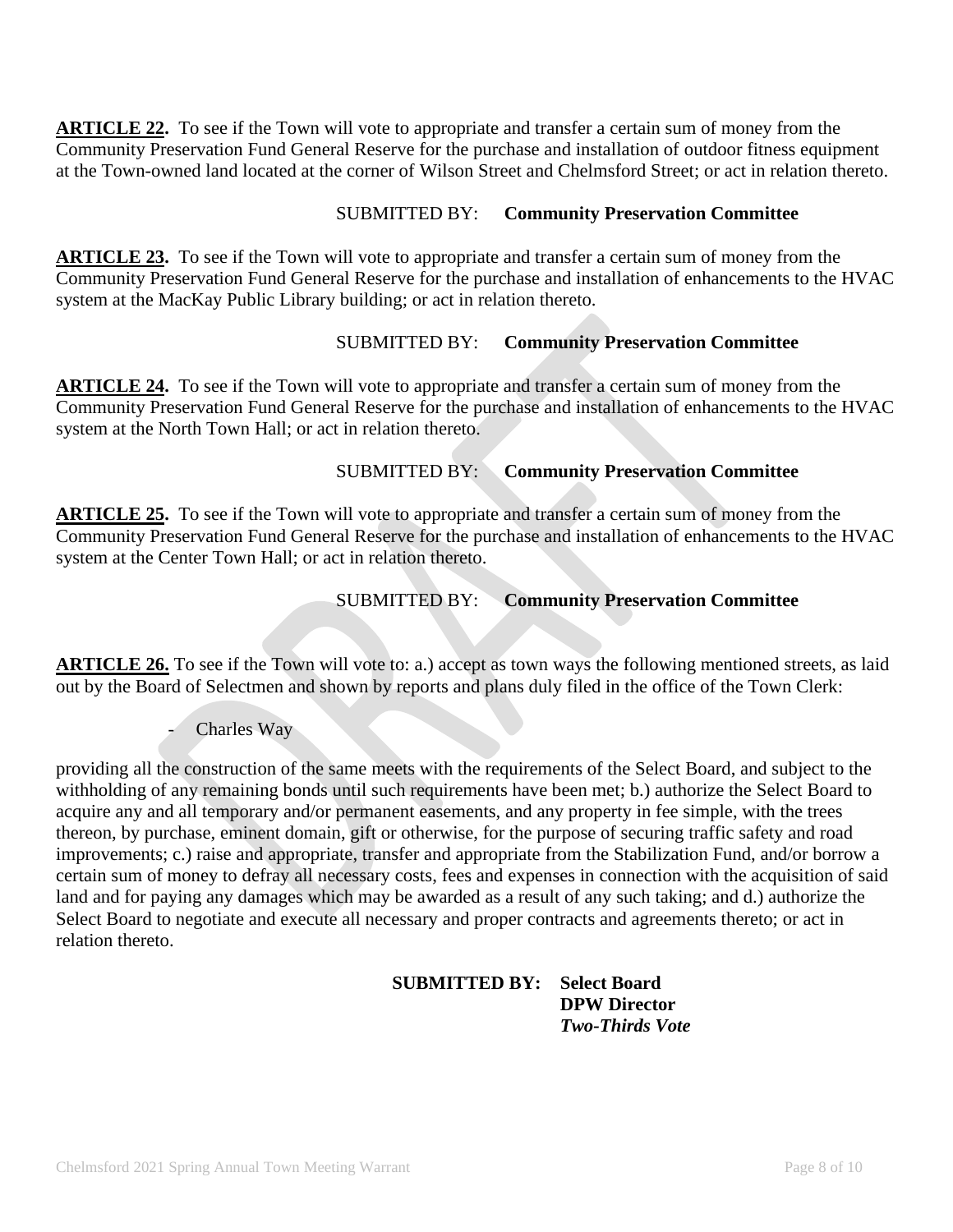**ARTICLE 22.** To see if the Town will vote to appropriate and transfer a certain sum of money from the Community Preservation Fund General Reserve for the purchase and installation of outdoor fitness equipment at the Town-owned land located at the corner of Wilson Street and Chelmsford Street; or act in relation thereto.

SUBMITTED BY: **Community Preservation Committee**

**ARTICLE 23.** To see if the Town will vote to appropriate and transfer a certain sum of money from the Community Preservation Fund General Reserve for the purchase and installation of enhancements to the HVAC system at the MacKay Public Library building; or act in relation thereto.

SUBMITTED BY: **Community Preservation Committee**

**ARTICLE 24.** To see if the Town will vote to appropriate and transfer a certain sum of money from the Community Preservation Fund General Reserve for the purchase and installation of enhancements to the HVAC system at the North Town Hall; or act in relation thereto.

SUBMITTED BY: **Community Preservation Committee**

**ARTICLE 25.** To see if the Town will vote to appropriate and transfer a certain sum of money from the Community Preservation Fund General Reserve for the purchase and installation of enhancements to the HVAC system at the Center Town Hall; or act in relation thereto.

SUBMITTED BY: **Community Preservation Committee**

**ARTICLE 26.** To see if the Town will vote to: a.) accept as town ways the following mentioned streets, as laid out by the Board of Selectmen and shown by reports and plans duly filed in the office of the Town Clerk:

- Charles Way

providing all the construction of the same meets with the requirements of the Select Board, and subject to the withholding of any remaining bonds until such requirements have been met; b.) authorize the Select Board to acquire any and all temporary and/or permanent easements, and any property in fee simple, with the trees thereon, by purchase, eminent domain, gift or otherwise, for the purpose of securing traffic safety and road improvements; c.) raise and appropriate, transfer and appropriate from the Stabilization Fund, and/or borrow a certain sum of money to defray all necessary costs, fees and expenses in connection with the acquisition of said land and for paying any damages which may be awarded as a result of any such taking; and d.) authorize the Select Board to negotiate and execute all necessary and proper contracts and agreements thereto; or act in relation thereto.

**SUBMITTED BY: Select Board**
**DPW Director**
***Two-Thirds Vote***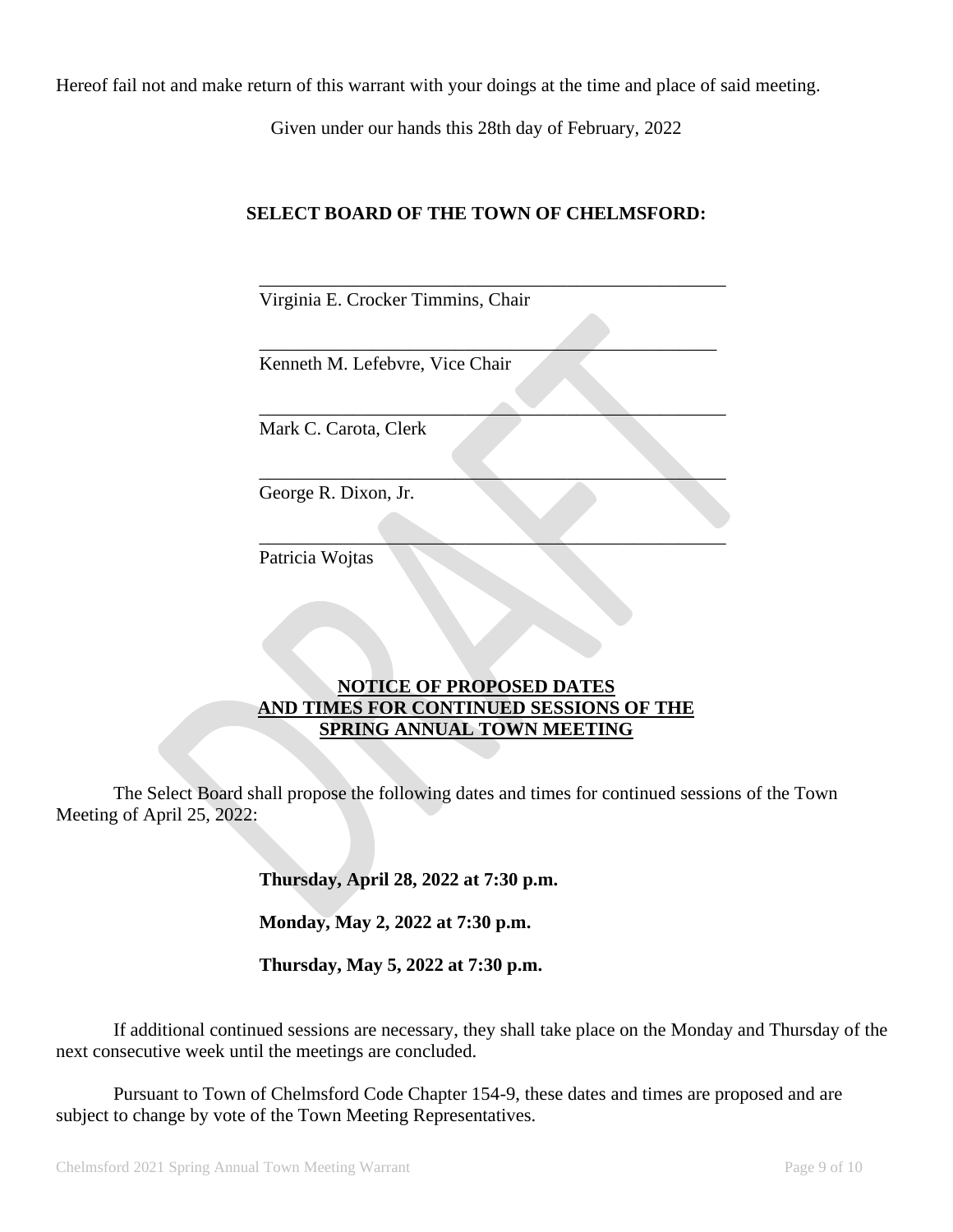Hereof fail not and make return of this warrant with your doings at the time and place of said meeting.

Given under our hands this 28th day of February, 2022

**SELECT BOARD OF THE TOWN OF CHELMSFORD:**

\_\_\_\_\_\_\_\_\_\_\_\_\_\_\_\_\_\_\_\_\_\_\_\_\_\_\_\_\_\_\_\_\_\_\_\_\_\_\_\_\_\_\_\_\_\_\_\_
Virginia E. Crocker Timmins, Chair

\_\_\_\_\_\_\_\_\_\_\_\_\_\_\_\_\_\_\_\_\_\_\_\_\_\_\_\_\_\_\_\_\_\_\_\_\_\_\_\_\_\_\_\_\_\_\_\_
Kenneth M. Lefebvre, Vice Chair

\_\_\_\_\_\_\_\_\_\_\_\_\_\_\_\_\_\_\_\_\_\_\_\_\_\_\_\_\_\_\_\_\_\_\_\_\_\_\_\_\_\_\_\_\_\_\_\_
Mark C. Carota, Clerk

\_\_\_\_\_\_\_\_\_\_\_\_\_\_\_\_\_\_\_\_\_\_\_\_\_\_\_\_\_\_\_\_\_\_\_\_\_\_\_\_\_\_\_\_\_\_\_\_
George R. Dixon, Jr.

\_\_\_\_\_\_\_\_\_\_\_\_\_\_\_\_\_\_\_\_\_\_\_\_\_\_\_\_\_\_\_\_\_\_\_\_\_\_\_\_\_\_\_\_\_\_\_\_
Patricia Wojtas

## NOTICE OF PROPOSED DATES AND TIMES FOR CONTINUED SESSIONS OF THE SPRING ANNUAL TOWN MEETING

The Select Board shall propose the following dates and times for continued sessions of the Town Meeting of April 25, 2022:

**Thursday, April 28, 2022 at 7:30 p.m.**

**Monday, May 2, 2022 at 7:30 p.m.**

**Thursday, May 5, 2022 at 7:30 p.m.**

If additional continued sessions are necessary, they shall take place on the Monday and Thursday of the next consecutive week until the meetings are concluded.

Pursuant to Town of Chelmsford Code Chapter 154-9, these dates and times are proposed and are subject to change by vote of the Town Meeting Representatives.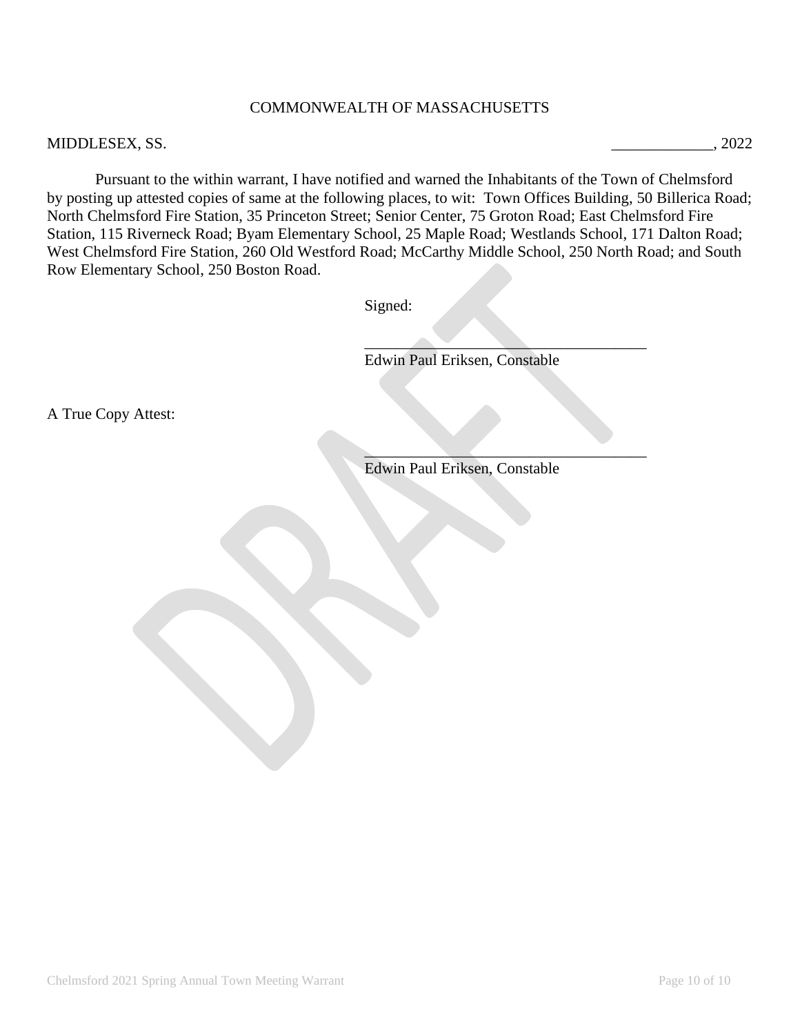COMMONWEALTH OF MASSACHUSETTS

MIDDLESEX, SS. _____________, 2022

Pursuant to the within warrant, I have notified and warned the Inhabitants of the Town of Chelmsford by posting up attested copies of same at the following places, to wit: Town Offices Building, 50 Billerica Road; North Chelmsford Fire Station, 35 Princeton Street; Senior Center, 75 Groton Road; East Chelmsford Fire Station, 115 Riverneck Road; Byam Elementary School, 25 Maple Road; Westlands School, 171 Dalton Road; West Chelmsford Fire Station, 260 Old Westford Road; McCarthy Middle School, 250 North Road; and South Row Elementary School, 250 Boston Road.

Signed:

_____________________________________
Edwin Paul Eriksen, Constable

A True Copy Attest:

_____________________________________
Edwin Paul Eriksen, Constable